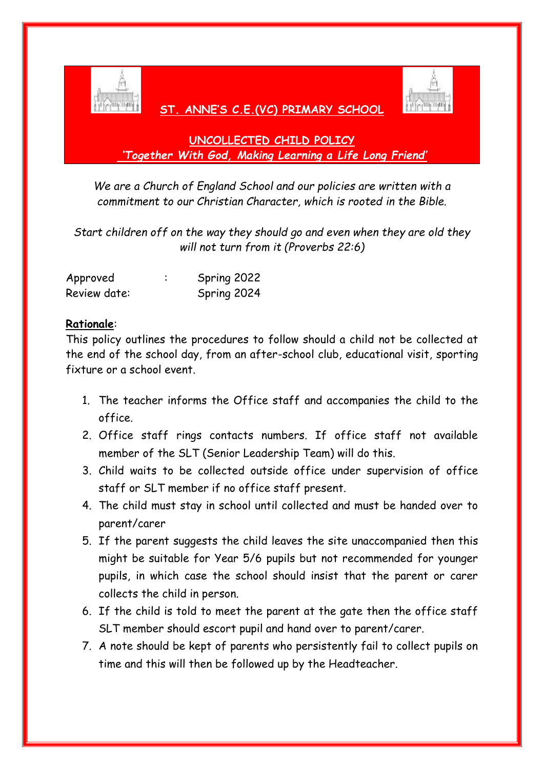# ST. ANNE'S C.E.(VC) PRIMARY SCHOOL

## UNCOLLECTED CHILD POLICY

***'Together With God, Making Learning a Life Long Friend'***

*We are a Church of England School and our policies are written with a commitment to our Christian Character, which is rooted in the Bible.*

*Start children off on the way they should go and even when they are old they will not turn from it (Proverbs 22:6)*

Approved : Spring 2022
Review date: Spring 2024

**Rationale**:

This policy outlines the procedures to follow should a child not be collected at the end of the school day, from an after-school club, educational visit, sporting fixture or a school event.

1. The teacher informs the Office staff and accompanies the child to the office.
2. Office staff rings contacts numbers. If office staff not available member of the SLT (Senior Leadership Team) will do this.
3. Child waits to be collected outside office under supervision of office staff or SLT member if no office staff present.
4. The child must stay in school until collected and must be handed over to parent/carer
5. If the parent suggests the child leaves the site unaccompanied then this might be suitable for Year 5/6 pupils but not recommended for younger pupils, in which case the school should insist that the parent or carer collects the child in person.
6. If the child is told to meet the parent at the gate then the office staff SLT member should escort pupil and hand over to parent/carer.
7. A note should be kept of parents who persistently fail to collect pupils on time and this will then be followed up by the Headteacher.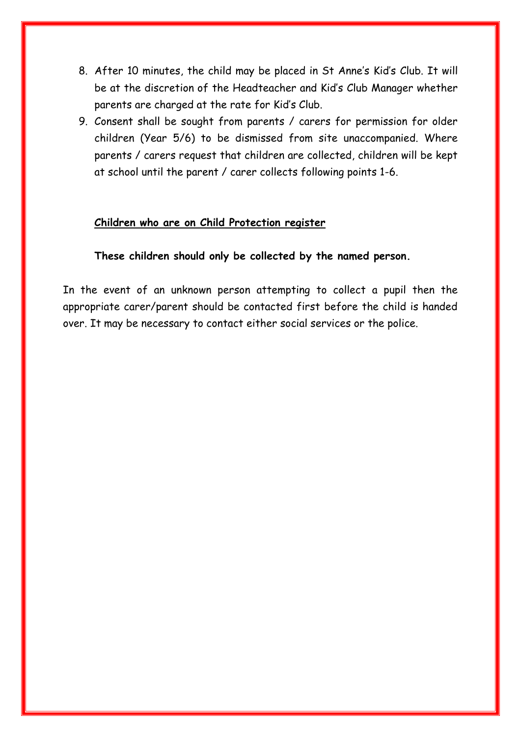8. After 10 minutes, the child may be placed in St Anne's Kid's Club. It will be at the discretion of the Headteacher and Kid's Club Manager whether parents are charged at the rate for Kid's Club.
9. Consent shall be sought from parents / carers for permission for older children (Year 5/6) to be dismissed from site unaccompanied. Where parents / carers request that children are collected, children will be kept at school until the parent / carer collects following points 1-6.

**<u>Children who are on Child Protection register</u>**

**These children should only be collected by the named person.**

In the event of an unknown person attempting to collect a pupil then the appropriate carer/parent should be contacted first before the child is handed over. It may be necessary to contact either social services or the police.